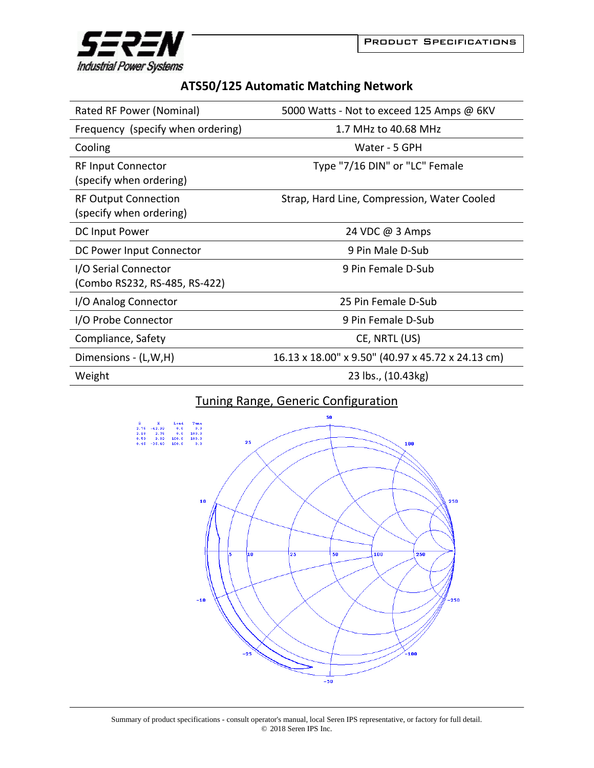PRODUCT SPECIFICATIONS

# ATS50/125 Automatic Matching Network

| | |
|---|---|
| Rated RF Power (Nominal) | 5000 Watts - Not to exceed 125 Amps @ 6KV |
| Frequency (specify when ordering) | 1.7 MHz to 40.68 MHz |
| Cooling | Water - 5 GPH |
| RF Input Connector (specify when ordering) | Type "7/16 DIN" or "LC" Female |
| RF Output Connection (specify when ordering) | Strap, Hard Line, Compression, Water Cooled |
| DC Input Power | 24 VDC @ 3 Amps |
| DC Power Input Connector | 9 Pin Male D-Sub |
| I/O Serial Connector (Combo RS232, RS-485, RS-422) | 9 Pin Female D-Sub |
| I/O Analog Connector | 25 Pin Female D-Sub |
| I/O Probe Connector | 9 Pin Female D-Sub |
| Compliance, Safety | CE, NRTL (US) |
| Dimensions - (L,W,H) | 16.13 x 18.00" x 9.50" (40.97 x 45.72 x 24.13 cm) |
| Weight | 23 lbs., (10.43kg) |

## Tuning Range, Generic Configuration

| R | X | Load | Tune |
|---|---|---|---|
| 2.75 | -42.90 | 0.0 | 0.0 |
| 2.98 | 2.75 | 0.0 | 100.0 |
| 0.50 | 0.82 | 100.0 | 100.0 |
| 0.45 | -38.40 | 100.0 | 0.0 |

Summary of product specifications - consult operator's manual, local Seren IPS representative, or factory for full detail.
© 2018 Seren IPS Inc.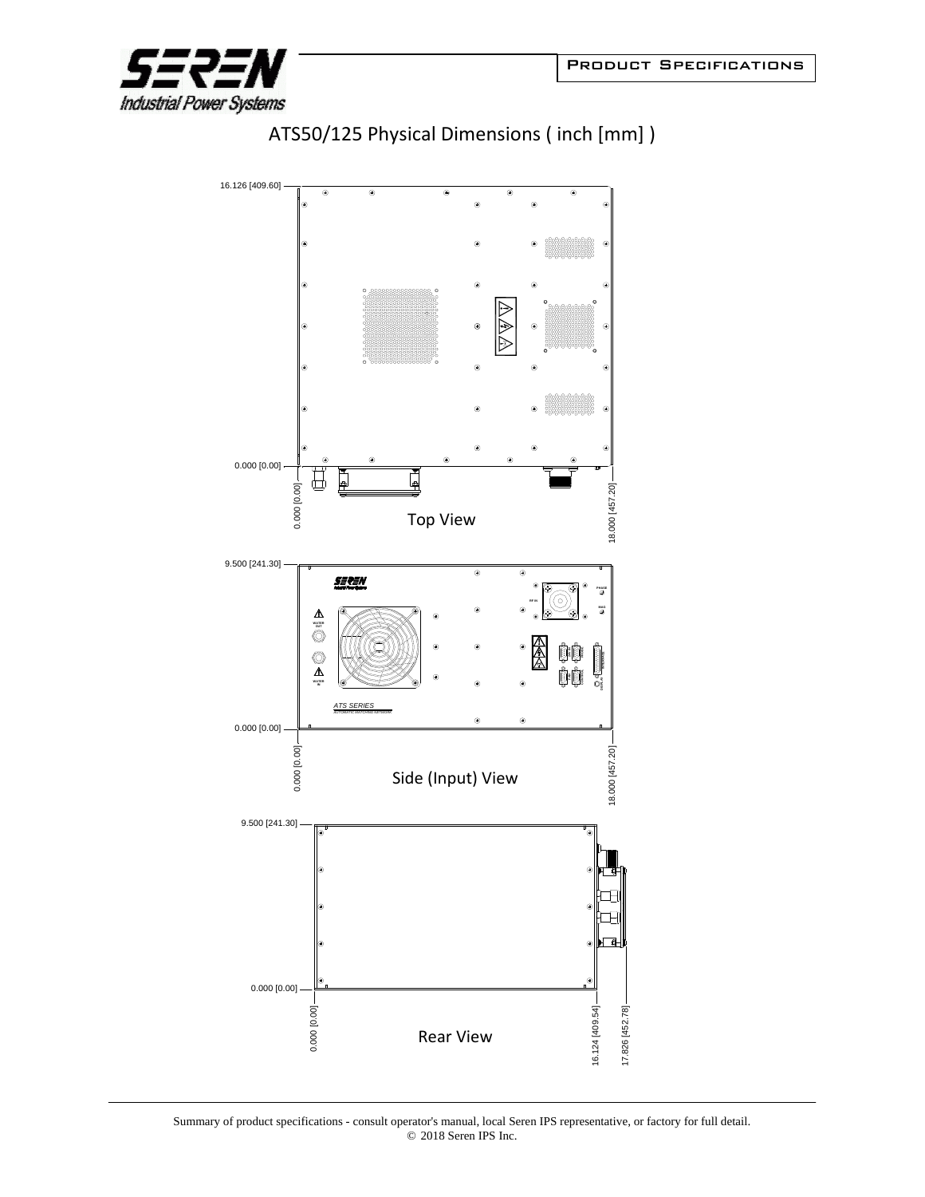# ATS50/125 Physical Dimensions ( inch [mm] )

16.126 [409.60]

0.000 [0.00]

0.000 [0.00]

18.000 [457.20]

Top View

9.500 [241.30]

0.000 [0.00]

0.000 [0.00]

18.000 [457.20]

Side (Input) View

9.500 [241.30]

0.000 [0.00]

0.000 [0.00]

16.124 [409.54]

17.826 [452.78]

Rear View

Summary of product specifications - consult operator's manual, local Seren IPS representative, or factory for full detail.
© 2018 Seren IPS Inc.